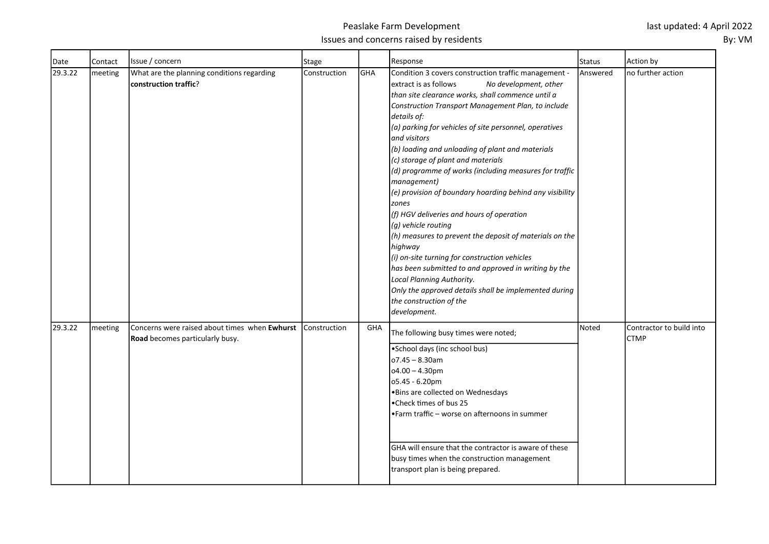# Peaslake Farm Development

## Issues and concerns raised by residents

last updated: 4 April 2022

By: VM

| Date | Contact | Issue / concern | Stage | | Response | Status | Action by |
|---|---|---|---|---|---|---|---|
| 29.3.22 | meeting | What are the planning conditions regarding **construction traffic**? | Construction | GHA | Condition 3 covers construction traffic management - extract is as follows *No development, other than site clearance works, shall commence until a Construction Transport Management Plan, to include details of:*<br>*(a) parking for vehicles of site personnel, operatives and visitors*<br>*(b) loading and unloading of plant and materials*<br>*(c) storage of plant and materials*<br>*(d) programme of works (including measures for traffic management)*<br>*(e) provision of boundary hoarding behind any visibility zones*<br>*(f) HGV deliveries and hours of operation*<br>*(g) vehicle routing*<br>*(h) measures to prevent the deposit of materials on the highway*<br>*(i) on-site turning for construction vehicles*<br>*has been submitted to and approved in writing by the Local Planning Authority.*<br>*Only the approved details shall be implemented during the construction of the development.* | Answered | no further action |
| 29.3.22 | meeting | Concerns were raised about times when **Ewhurst Road** becomes particularly busy. | Construction | GHA | The following busy times were noted;<br>•School days (inc school bus)<br>o7.45 – 8.30am<br>o4.00 – 4.30pm<br>o5.45 - 6.20pm<br>•Bins are collected on Wednesdays<br>•Check times of bus 25<br>•Farm traffic – worse on afternoons in summer<br><br>GHA will ensure that the contractor is aware of these busy times when the construction management transport plan is being prepared. | Noted | Contractor to build into CTMP |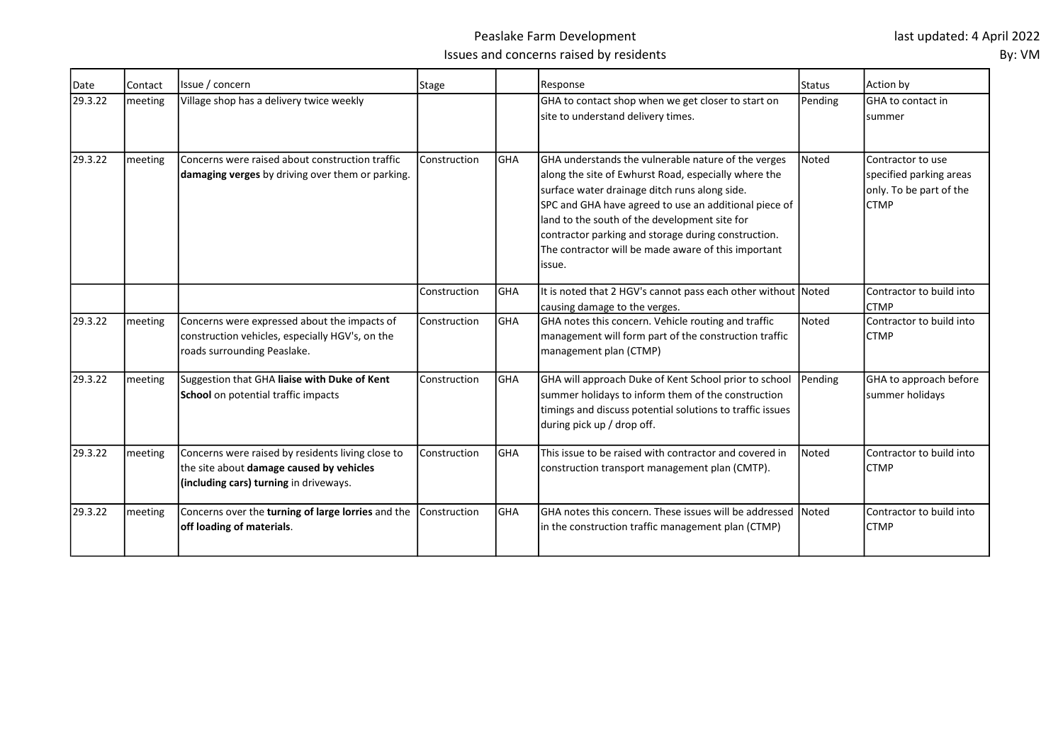# Peaslake Farm Development

## Issues and concerns raised by residents

last updated: 4 April 2022
By: VM

| Date | Contact | Issue / concern | Stage | | Response | Status | Action by |
|---|---|---|---|---|---|---|---|
| 29.3.22 | meeting | Village shop has a delivery twice weekly | | | GHA to contact shop when we get closer to start on site to understand delivery times. | Pending | GHA to contact in summer |
| 29.3.22 | meeting | Concerns were raised about construction traffic **damaging verges** by driving over them or parking. | Construction | GHA | GHA understands the vulnerable nature of the verges along the site of Ewhurst Road, especially where the surface water drainage ditch runs along side. SPC and GHA have agreed to use an additional piece of land to the south of the development site for contractor parking and storage during construction. The contractor will be made aware of this important issue. | Noted | Contractor to use specified parking areas only. To be part of the CTMP |
| | | | Construction | GHA | It is noted that 2 HGV's cannot pass each other without causing damage to the verges. | Noted | Contractor to build into CTMP |
| 29.3.22 | meeting | Concerns were expressed about the impacts of construction vehicles, especially HGV's, on the roads surrounding Peaslake. | Construction | GHA | GHA notes this concern. Vehicle routing and traffic management will form part of the construction traffic management plan (CTMP) | Noted | Contractor to build into CTMP |
| 29.3.22 | meeting | Suggestion that GHA **liaise with Duke of Kent School** on potential traffic impacts | Construction | GHA | GHA will approach Duke of Kent School prior to school summer holidays to inform them of the construction timings and discuss potential solutions to traffic issues during pick up / drop off. | Pending | GHA to approach before summer holidays |
| 29.3.22 | meeting | Concerns were raised by residents living close to the site about **damage caused by vehicles (including cars) turning** in driveways. | Construction | GHA | This issue to be raised with contractor and covered in construction transport management plan (CMTP). | Noted | Contractor to build into CTMP |
| 29.3.22 | meeting | Concerns over the **turning of large lorries** and the **off loading of materials**. | Construction | GHA | GHA notes this concern. These issues will be addressed in the construction traffic management plan (CTMP) | Noted | Contractor to build into CTMP |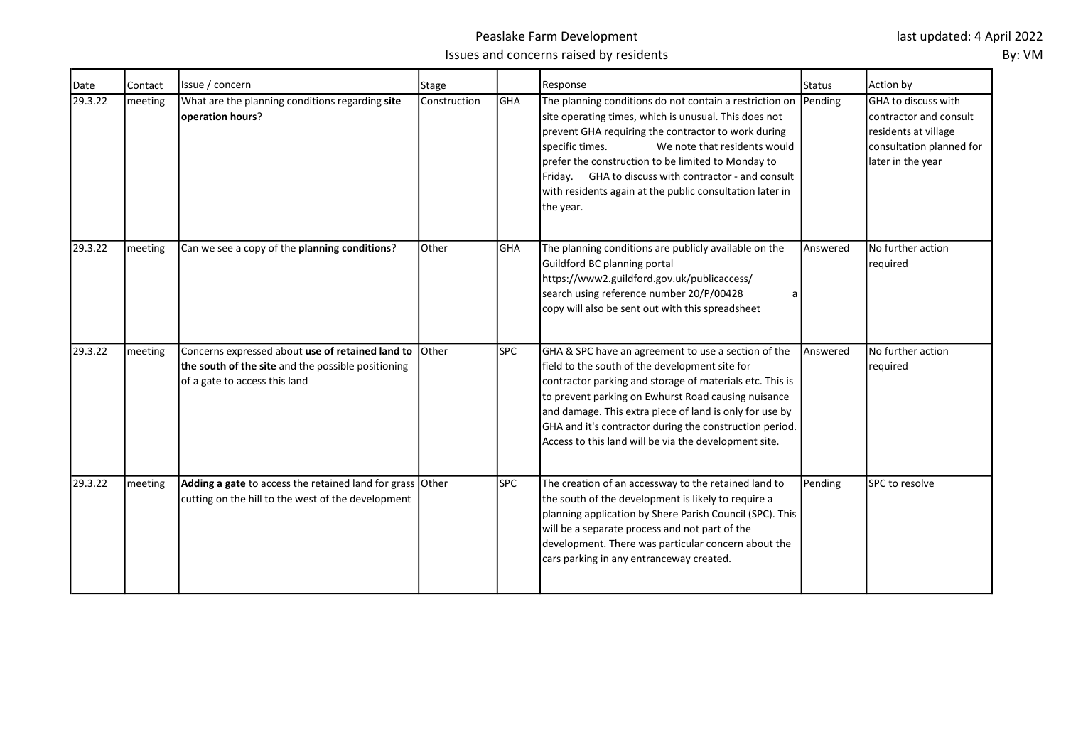# Peaslake Farm Development

## Issues and concerns raised by residents

last updated: 4 April 2022
By: VM

| Date | Contact | Issue / concern | Stage | | Response | Status | Action by |
|---|---|---|---|---|---|---|---|
| 29.3.22 | meeting | What are the planning conditions regarding **site operation hours**? | Construction | GHA | The planning conditions do not contain a restriction on site operating times, which is unusual. This does not prevent GHA requiring the contractor to work during specific times. We note that residents would prefer the construction to be limited to Monday to Friday. GHA to discuss with contractor - and consult with residents again at the public consultation later in the year. | Pending | GHA to discuss with contractor and consult residents at village consultation planned for later in the year |
| 29.3.22 | meeting | Can we see a copy of the **planning conditions**? | Other | GHA | The planning conditions are publicly available on the Guildford BC planning portal https://www2.guildford.gov.uk/publicaccess/ search using reference number 20/P/00428 a copy will also be sent out with this spreadsheet | Answered | No further action required |
| 29.3.22 | meeting | Concerns expressed about **use of retained land to the south of the site** and the possible positioning of a gate to access this land | Other | SPC | GHA & SPC have an agreement to use a section of the field to the south of the development site for contractor parking and storage of materials etc. This is to prevent parking on Ewhurst Road causing nuisance and damage. This extra piece of land is only for use by GHA and it's contractor during the construction period. Access to this land will be via the development site. | Answered | No further action required |
| 29.3.22 | meeting | **Adding a gate** to access the retained land for grass cutting on the hill to the west of the development | Other | SPC | The creation of an accessway to the retained land to the south of the development is likely to require a planning application by Shere Parish Council (SPC). This will be a separate process and not part of the development. There was particular concern about the cars parking in any entranceway created. | Pending | SPC to resolve |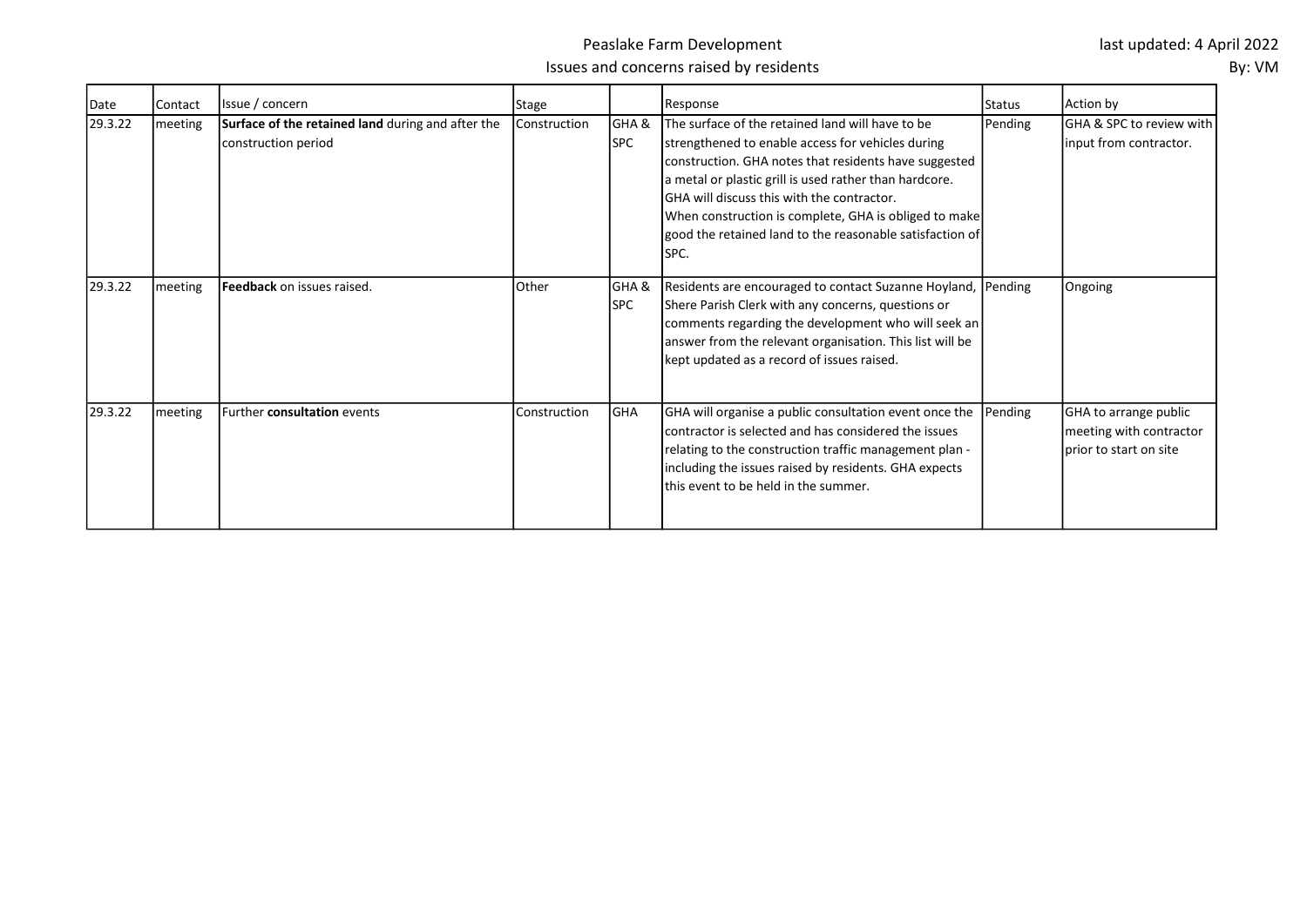Peaslake Farm Development
Issues and concerns raised by residents

last updated: 4 April 2022
By: VM

| Date | Contact | Issue / concern | Stage | | Response | Status | Action by |
|---|---|---|---|---|---|---|---|
| 29.3.22 | meeting | **Surface of the retained land** during and after the construction period | Construction | GHA & SPC | The surface of the retained land will have to be strengthened to enable access for vehicles during construction. GHA notes that residents have suggested a metal or plastic grill is used rather than hardcore. GHA will discuss this with the contractor. When construction is complete, GHA is obliged to make good the retained land to the reasonable satisfaction of SPC. | Pending | GHA & SPC to review with input from contractor. |
| 29.3.22 | meeting | **Feedback** on issues raised. | Other | GHA & SPC | Residents are encouraged to contact Suzanne Hoyland, Shere Parish Clerk with any concerns, questions or comments regarding the development who will seek an answer from the relevant organisation. This list will be kept updated as a record of issues raised. | Pending | Ongoing |
| 29.3.22 | meeting | Further **consultation** events | Construction | GHA | GHA will organise a public consultation event once the contractor is selected and has considered the issues relating to the construction traffic management plan - including the issues raised by residents. GHA expects this event to be held in the summer. | Pending | GHA to arrange public meeting with contractor prior to start on site |